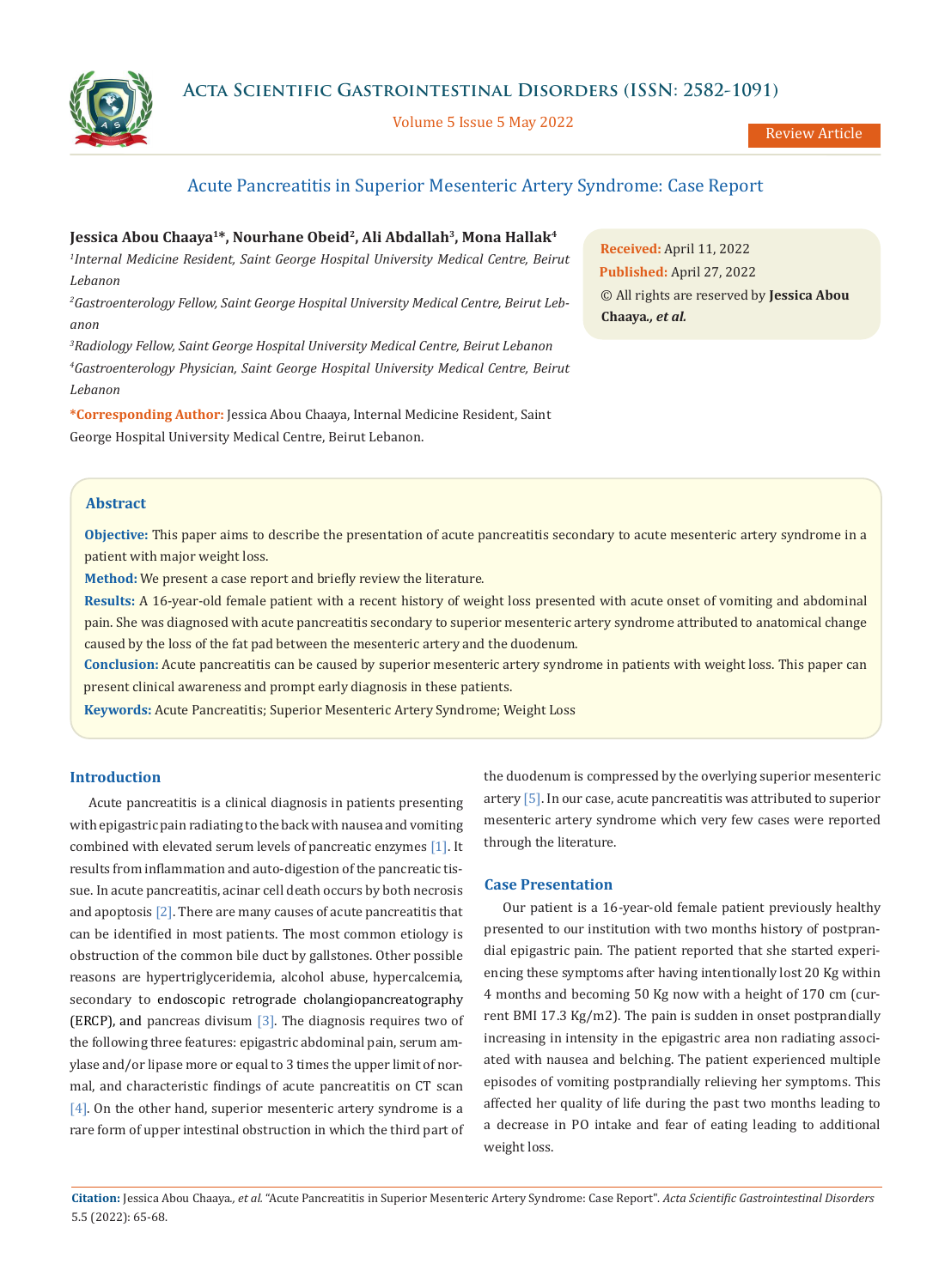Review Article

# Acute Pancreatitis in Superior Mesenteric Artery Syndrome: Case Report

**Jessica Abou Chaaya[1]*, Nourhane Obeid[2], Ali Abdallah[3], Mona Hallak[4]**

[1]*Internal Medicine Resident, Saint George Hospital University Medical Centre, Beirut Lebanon*

[2]*Gastroenterology Fellow, Saint George Hospital University Medical Centre, Beirut Lebanon*

[3]*Radiology Fellow, Saint George Hospital University Medical Centre, Beirut Lebanon*

[4]*Gastroenterology Physician, Saint George Hospital University Medical Centre, Beirut Lebanon*

**\*Corresponding Author:** Jessica Abou Chaaya, Internal Medicine Resident, Saint George Hospital University Medical Centre, Beirut Lebanon.

**Received:** April 11, 2022
**Published:** April 27, 2022
© All rights are reserved by **Jessica Abou Chaaya., *et al.***

## Abstract

**Objective:** This paper aims to describe the presentation of acute pancreatitis secondary to acute mesenteric artery syndrome in a patient with major weight loss.

**Method:** We present a case report and briefly review the literature.

**Results:** A 16-year-old female patient with a recent history of weight loss presented with acute onset of vomiting and abdominal pain. She was diagnosed with acute pancreatitis secondary to superior mesenteric artery syndrome attributed to anatomical change caused by the loss of the fat pad between the mesenteric artery and the duodenum.

**Conclusion:** Acute pancreatitis can be caused by superior mesenteric artery syndrome in patients with weight loss. This paper can present clinical awareness and prompt early diagnosis in these patients.

**Keywords:** Acute Pancreatitis; Superior Mesenteric Artery Syndrome; Weight Loss

## Introduction

Acute pancreatitis is a clinical diagnosis in patients presenting with epigastric pain radiating to the back with nausea and vomiting combined with elevated serum levels of pancreatic enzymes [1]. It results from inflammation and auto-digestion of the pancreatic tissue. In acute pancreatitis, acinar cell death occurs by both necrosis and apoptosis [2]. There are many causes of acute pancreatitis that can be identified in most patients. The most common etiology is obstruction of the common bile duct by gallstones. Other possible reasons are hypertriglyceridemia, alcohol abuse, hypercalcemia, secondary to endoscopic retrograde cholangiopancreatography (ERCP), and pancreas divisum [3]. The diagnosis requires two of the following three features: epigastric abdominal pain, serum amylase and/or lipase more or equal to 3 times the upper limit of normal, and characteristic findings of acute pancreatitis on CT scan [4]. On the other hand, superior mesenteric artery syndrome is a rare form of upper intestinal obstruction in which the third part of the duodenum is compressed by the overlying superior mesenteric artery [5]. In our case, acute pancreatitis was attributed to superior mesenteric artery syndrome which very few cases were reported through the literature.

## Case Presentation

Our patient is a 16-year-old female patient previously healthy presented to our institution with two months history of postprandial epigastric pain. The patient reported that she started experiencing these symptoms after having intentionally lost 20 Kg within 4 months and becoming 50 Kg now with a height of 170 cm (current BMI 17.3 Kg/m2). The pain is sudden in onset postprandially increasing in intensity in the epigastric area non radiating associated with nausea and belching. The patient experienced multiple episodes of vomiting postprandially relieving her symptoms. This affected her quality of life during the past two months leading to a decrease in PO intake and fear of eating leading to additional weight loss.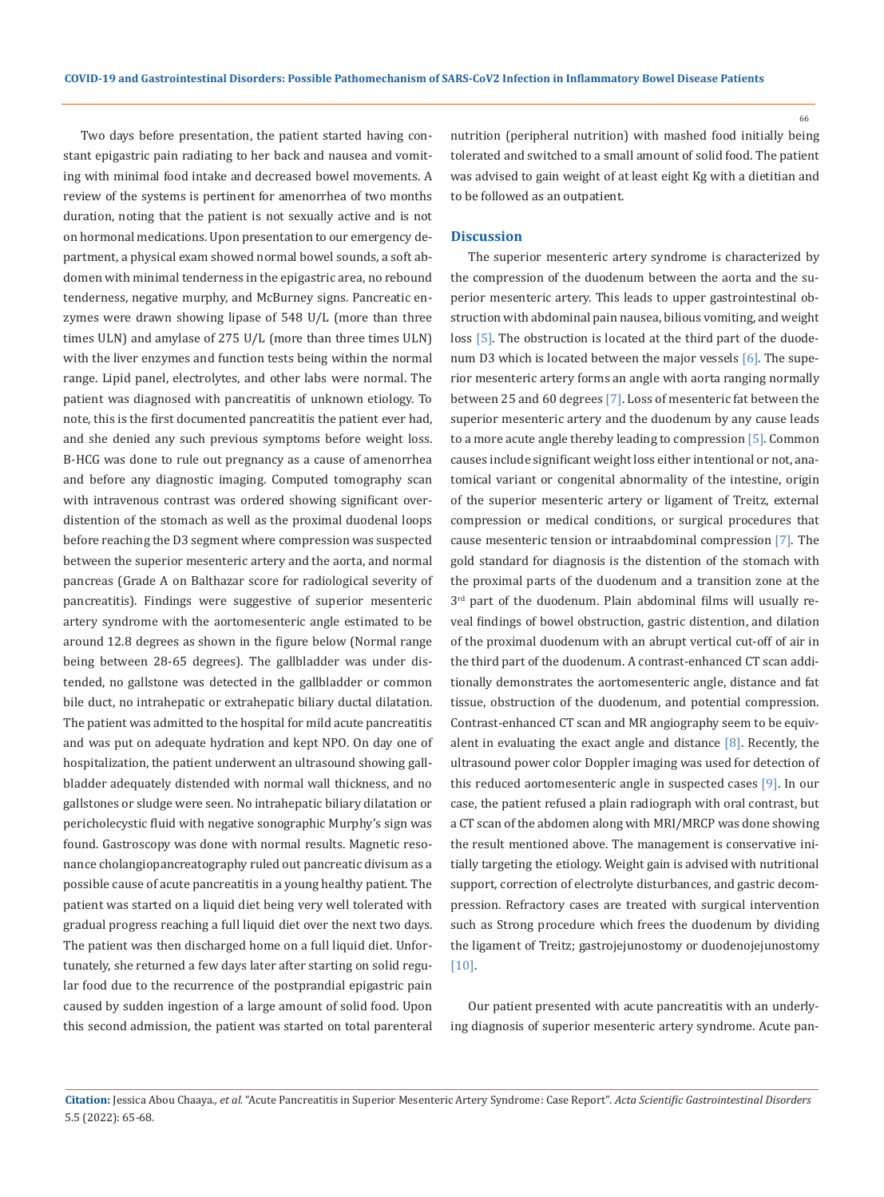Two days before presentation, the patient started having constant epigastric pain radiating to her back and nausea and vomiting with minimal food intake and decreased bowel movements. A review of the systems is pertinent for amenorrhea of two months duration, noting that the patient is not sexually active and is not on hormonal medications. Upon presentation to our emergency department, a physical exam showed normal bowel sounds, a soft abdomen with minimal tenderness in the epigastric area, no rebound tenderness, negative murphy, and McBurney signs. Pancreatic enzymes were drawn showing lipase of 548 U/L (more than three times ULN) and amylase of 275 U/L (more than three times ULN) with the liver enzymes and function tests being within the normal range. Lipid panel, electrolytes, and other labs were normal. The patient was diagnosed with pancreatitis of unknown etiology. To note, this is the first documented pancreatitis the patient ever had, and she denied any such previous symptoms before weight loss. B-HCG was done to rule out pregnancy as a cause of amenorrhea and before any diagnostic imaging. Computed tomography scan with intravenous contrast was ordered showing significant overdistention of the stomach as well as the proximal duodenal loops before reaching the D3 segment where compression was suspected between the superior mesenteric artery and the aorta, and normal pancreas (Grade A on Balthazar score for radiological severity of pancreatitis). Findings were suggestive of superior mesenteric artery syndrome with the aortomesenteric angle estimated to be around 12.8 degrees as shown in the figure below (Normal range being between 28-65 degrees). The gallbladder was under distended, no gallstone was detected in the gallbladder or common bile duct, no intrahepatic or extrahepatic biliary ductal dilatation. The patient was admitted to the hospital for mild acute pancreatitis and was put on adequate hydration and kept NPO. On day one of hospitalization, the patient underwent an ultrasound showing gallbladder adequately distended with normal wall thickness, and no gallstones or sludge were seen. No intrahepatic biliary dilatation or pericholecystic fluid with negative sonographic Murphy's sign was found. Gastroscopy was done with normal results. Magnetic resonance cholangiopancreatography ruled out pancreatic divisum as a possible cause of acute pancreatitis in a young healthy patient. The patient was started on a liquid diet being very well tolerated with gradual progress reaching a full liquid diet over the next two days. The patient was then discharged home on a full liquid diet. Unfortunately, she returned a few days later after starting on solid regular food due to the recurrence of the postprandial epigastric pain caused by sudden ingestion of a large amount of solid food. Upon this second admission, the patient was started on total parenteral nutrition (peripheral nutrition) with mashed food initially being tolerated and switched to a small amount of solid food. The patient was advised to gain weight of at least eight Kg with a dietitian and to be followed as an outpatient.

## Discussion

The superior mesenteric artery syndrome is characterized by the compression of the duodenum between the aorta and the superior mesenteric artery. This leads to upper gastrointestinal obstruction with abdominal pain nausea, bilious vomiting, and weight loss [5]. The obstruction is located at the third part of the duodenum D3 which is located between the major vessels [6]. The superior mesenteric artery forms an angle with aorta ranging normally between 25 and 60 degrees [7]. Loss of mesenteric fat between the superior mesenteric artery and the duodenum by any cause leads to a more acute angle thereby leading to compression [5]. Common causes include significant weight loss either intentional or not, anatomical variant or congenital abnormality of the intestine, origin of the superior mesenteric artery or ligament of Treitz, external compression or medical conditions, or surgical procedures that cause mesenteric tension or intraabdominal compression [7]. The gold standard for diagnosis is the distention of the stomach with the proximal parts of the duodenum and a transition zone at the 3rd part of the duodenum. Plain abdominal films will usually reveal findings of bowel obstruction, gastric distention, and dilation of the proximal duodenum with an abrupt vertical cut-off of air in the third part of the duodenum. A contrast-enhanced CT scan additionally demonstrates the aortomesenteric angle, distance and fat tissue, obstruction of the duodenum, and potential compression. Contrast-enhanced CT scan and MR angiography seem to be equivalent in evaluating the exact angle and distance [8]. Recently, the ultrasound power color Doppler imaging was used for detection of this reduced aortomesenteric angle in suspected cases [9]. In our case, the patient refused a plain radiograph with oral contrast, but a CT scan of the abdomen along with MRI/MRCP was done showing the result mentioned above. The management is conservative initially targeting the etiology. Weight gain is advised with nutritional support, correction of electrolyte disturbances, and gastric decompression. Refractory cases are treated with surgical intervention such as Strong procedure which frees the duodenum by dividing the ligament of Treitz; gastrojejunostomy or duodenojejunostomy [10].

Our patient presented with acute pancreatitis with an underlying diagnosis of superior mesenteric artery syndrome. Acute pan-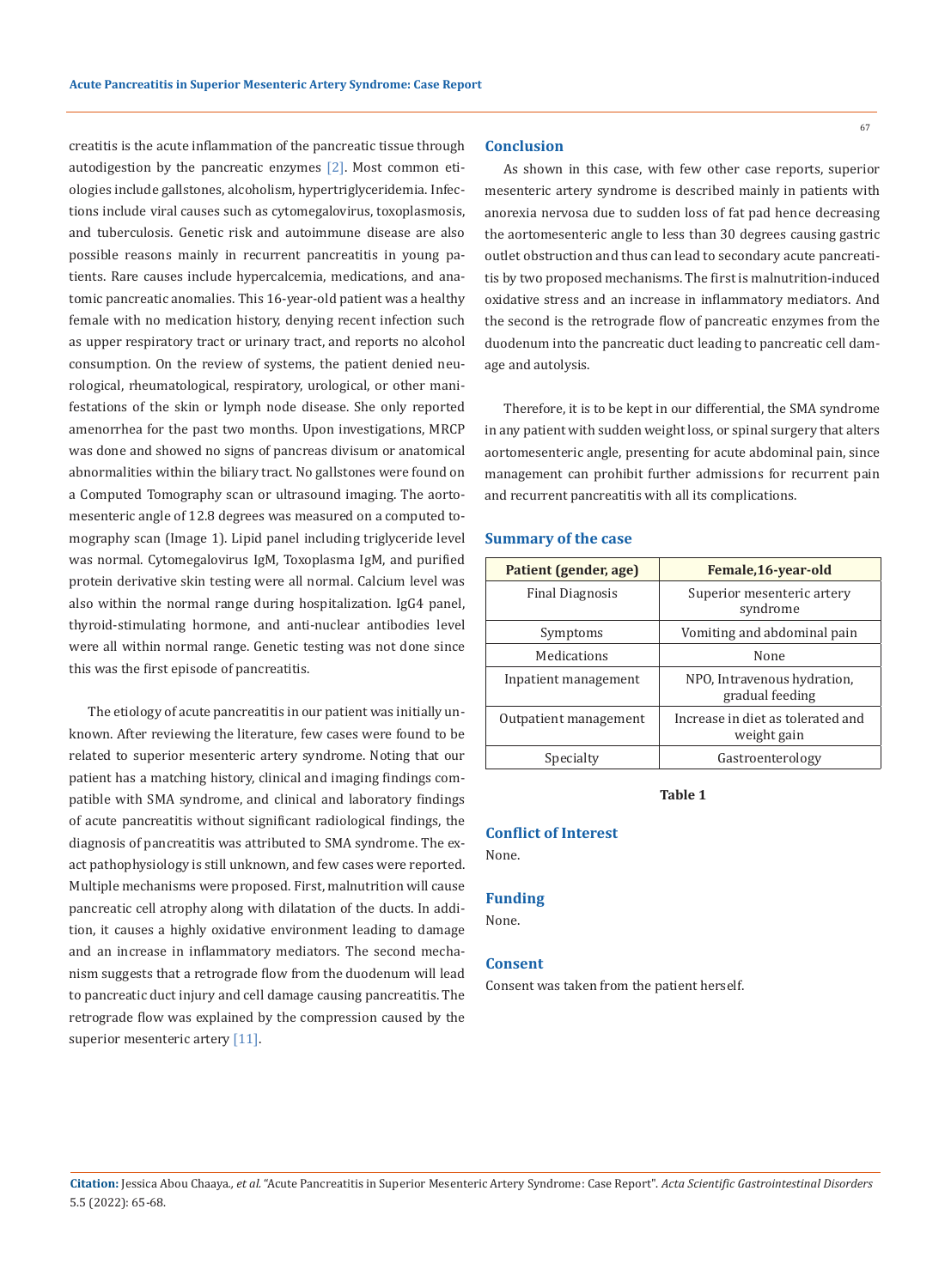creatitis is the acute inflammation of the pancreatic tissue through autodigestion by the pancreatic enzymes [2]. Most common etiologies include gallstones, alcoholism, hypertriglyceridemia. Infections include viral causes such as cytomegalovirus, toxoplasmosis, and tuberculosis. Genetic risk and autoimmune disease are also possible reasons mainly in recurrent pancreatitis in young patients. Rare causes include hypercalcemia, medications, and anatomic pancreatic anomalies. This 16-year-old patient was a healthy female with no medication history, denying recent infection such as upper respiratory tract or urinary tract, and reports no alcohol consumption. On the review of systems, the patient denied neurological, rheumatological, respiratory, urological, or other manifestations of the skin or lymph node disease. She only reported amenorrhea for the past two months. Upon investigations, MRCP was done and showed no signs of pancreas divisum or anatomical abnormalities within the biliary tract. No gallstones were found on a Computed Tomography scan or ultrasound imaging. The aortomesenteric angle of 12.8 degrees was measured on a computed tomography scan (Image 1). Lipid panel including triglyceride level was normal. Cytomegalovirus IgM, Toxoplasma IgM, and purified protein derivative skin testing were all normal. Calcium level was also within the normal range during hospitalization. IgG4 panel, thyroid-stimulating hormone, and anti-nuclear antibodies level were all within normal range. Genetic testing was not done since this was the first episode of pancreatitis.

The etiology of acute pancreatitis in our patient was initially unknown. After reviewing the literature, few cases were found to be related to superior mesenteric artery syndrome. Noting that our patient has a matching history, clinical and imaging findings compatible with SMA syndrome, and clinical and laboratory findings of acute pancreatitis without significant radiological findings, the diagnosis of pancreatitis was attributed to SMA syndrome. The exact pathophysiology is still unknown, and few cases were reported. Multiple mechanisms were proposed. First, malnutrition will cause pancreatic cell atrophy along with dilatation of the ducts. In addition, it causes a highly oxidative environment leading to damage and an increase in inflammatory mediators. The second mechanism suggests that a retrograde flow from the duodenum will lead to pancreatic duct injury and cell damage causing pancreatitis. The retrograde flow was explained by the compression caused by the superior mesenteric artery [11].

## Conclusion

As shown in this case, with few other case reports, superior mesenteric artery syndrome is described mainly in patients with anorexia nervosa due to sudden loss of fat pad hence decreasing the aortomesenteric angle to less than 30 degrees causing gastric outlet obstruction and thus can lead to secondary acute pancreatitis by two proposed mechanisms. The first is malnutrition-induced oxidative stress and an increase in inflammatory mediators. And the second is the retrograde flow of pancreatic enzymes from the duodenum into the pancreatic duct leading to pancreatic cell damage and autolysis.

Therefore, it is to be kept in our differential, the SMA syndrome in any patient with sudden weight loss, or spinal surgery that alters aortomesenteric angle, presenting for acute abdominal pain, since management can prohibit further admissions for recurrent pain and recurrent pancreatitis with all its complications.

## Summary of the case

| Patient (gender, age) | Female,16-year-old |
|---|---|
| Final Diagnosis | Superior mesenteric artery syndrome |
| Symptoms | Vomiting and abdominal pain |
| Medications | None |
| Inpatient management | NPO, Intravenous hydration, gradual feeding |
| Outpatient management | Increase in diet as tolerated and weight gain |
| Specialty | Gastroenterology |

**Table 1**

## Conflict of Interest

None.

## Funding

None.

## Consent

Consent was taken from the patient herself.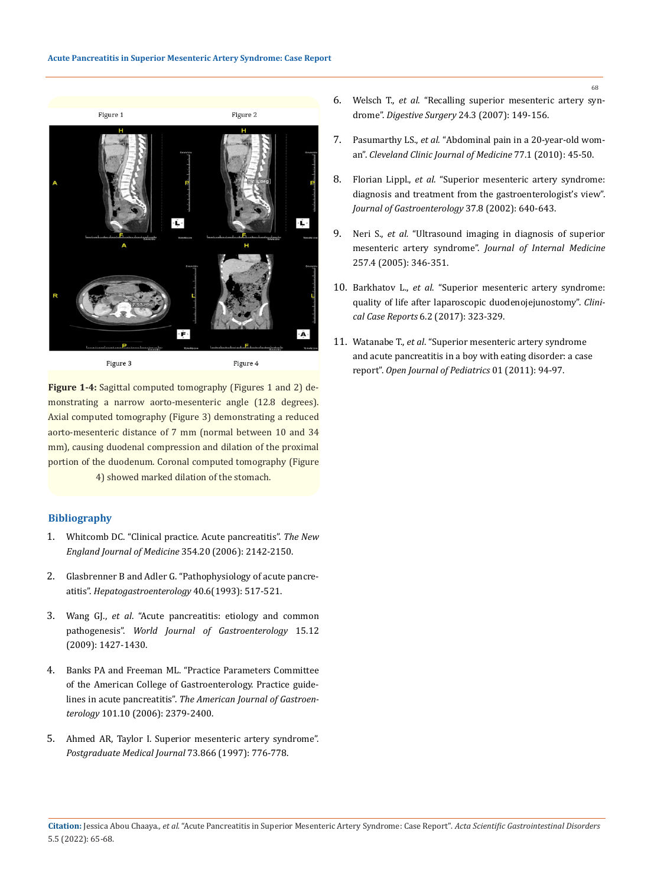Figure 1

Figure 2

Figure 3

Figure 4

**Figure 1-4:** Sagittal computed tomography (Figures 1 and 2) demonstrating a narrow aorto-mesenteric angle (12.8 degrees). Axial computed tomography (Figure 3) demonstrating a reduced aorto-mesenteric distance of 7 mm (normal between 10 and 34 mm), causing duodenal compression and dilation of the proximal portion of the duodenum. Coronal computed tomography (Figure 4) showed marked dilation of the stomach.

## Bibliography

1. Whitcomb DC. "Clinical practice. Acute pancreatitis". *The New England Journal of Medicine* 354.20 (2006): 2142-2150.
2. Glasbrenner B and Adler G. "Pathophysiology of acute pancreatitis". *Hepatogastroenterology* 40.6(1993): 517-521.
3. Wang GJ., *et al*. "Acute pancreatitis: etiology and common pathogenesis". *World Journal of Gastroenterology* 15.12 (2009): 1427-1430.
4. Banks PA and Freeman ML. "Practice Parameters Committee of the American College of Gastroenterology. Practice guidelines in acute pancreatitis". *The American Journal of Gastroenterology* 101.10 (2006): 2379-2400.
5. Ahmed AR, Taylor I. Superior mesenteric artery syndrome". *Postgraduate Medical Journal* 73.866 (1997): 776-778.
6. Welsch T., *et al.* "Recalling superior mesenteric artery syndrome". *Digestive Surgery* 24.3 (2007): 149-156.
7. Pasumarthy LS., *et al.* "Abdominal pain in a 20-year-old woman". *Cleveland Clinic Journal of Medicine* 77.1 (2010): 45-50.
8. Florian Lippl., *et al.* "Superior mesenteric artery syndrome: diagnosis and treatment from the gastroenterologist's view". *Journal of Gastroenterology* 37.8 (2002): 640-643.
9. Neri S., *et al.* "Ultrasound imaging in diagnosis of superior mesenteric artery syndrome". *Journal of Internal Medicine* 257.4 (2005): 346-351.
10. Barkhatov L., *et al*. "Superior mesenteric artery syndrome: quality of life after laparoscopic duodenojejunostomy". *Clinical Case Reports* 6.2 (2017): 323-329.
11. Watanabe T., *et al*. "Superior mesenteric artery syndrome and acute pancreatitis in a boy with eating disorder: a case report". *Open Journal of Pediatrics* 01 (2011): 94-97.